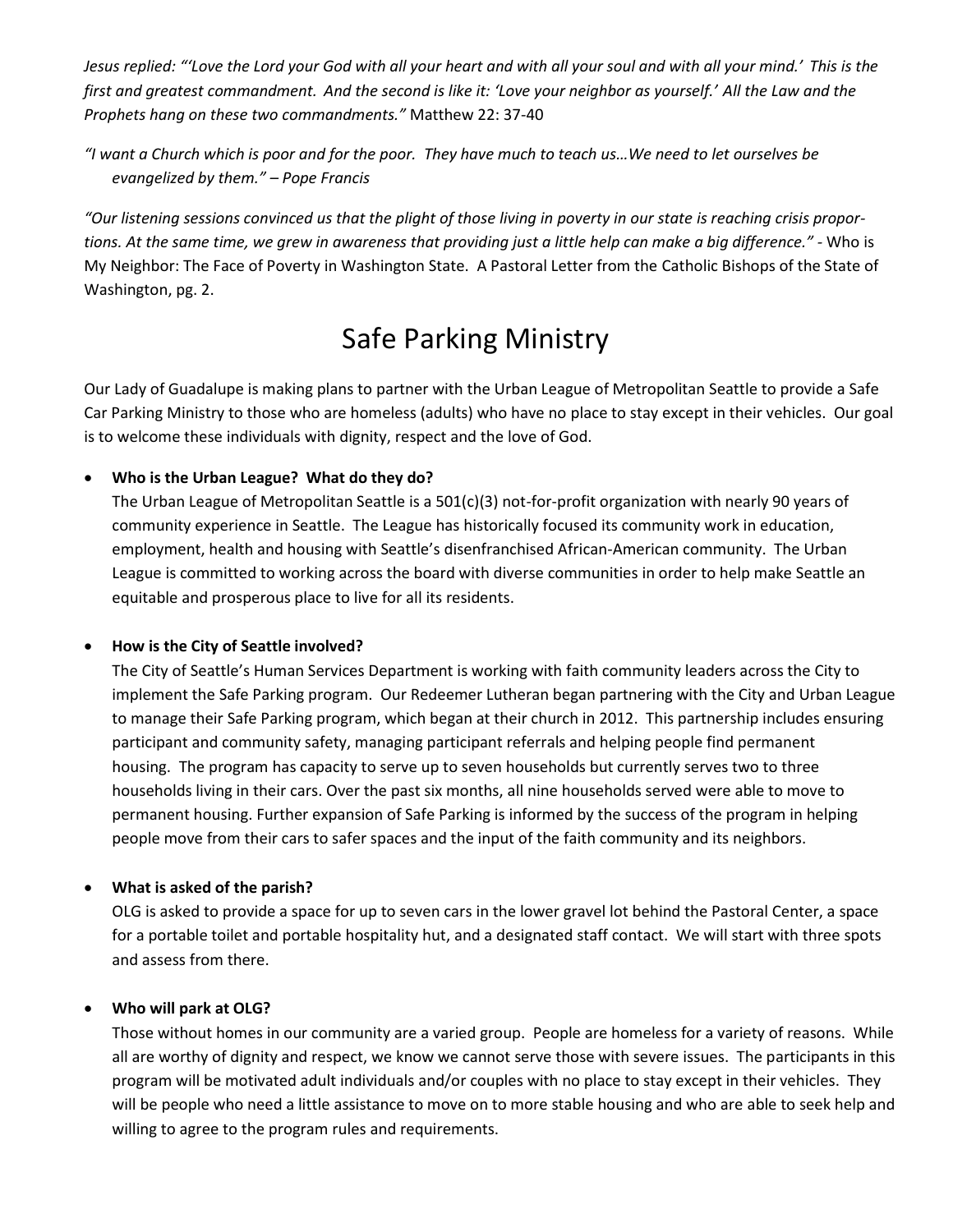*Jesus replied: "'Love the Lord your God with all your heart and with all your soul and with all your mind.' This is the first and greatest commandment. And the second is like it: 'Love your neighbor as yourself.' All the Law and the Prophets hang on these two commandments."* Matthew 22: 37-40

*"I want a Church which is poor and for the poor. They have much to teach us…We need to let ourselves be evangelized by them." – Pope Francis*

*"Our listening sessions convinced us that the plight of those living in poverty in our state is reaching crisis proportions. At the same time, we grew in awareness that providing just a little help can make a big difference."* - Who is My Neighbor: The Face of Poverty in Washington State. A Pastoral Letter from the Catholic Bishops of the State of Washington, pg. 2.

# Safe Parking Ministry

Our Lady of Guadalupe is making plans to partner with the Urban League of Metropolitan Seattle to provide a Safe Car Parking Ministry to those who are homeless (adults) who have no place to stay except in their vehicles. Our goal is to welcome these individuals with dignity, respect and the love of God.

- **Who is the Urban League? What do they do?**
  The Urban League of Metropolitan Seattle is a 501(c)(3) not-for-profit organization with nearly 90 years of community experience in Seattle. The League has historically focused its community work in education, employment, health and housing with Seattle's disenfranchised African-American community. The Urban League is committed to working across the board with diverse communities in order to help make Seattle an equitable and prosperous place to live for all its residents.

- **How is the City of Seattle involved?**
  The City of Seattle's Human Services Department is working with faith community leaders across the City to implement the Safe Parking program. Our Redeemer Lutheran began partnering with the City and Urban League to manage their Safe Parking program, which began at their church in 2012. This partnership includes ensuring participant and community safety, managing participant referrals and helping people find permanent housing. The program has capacity to serve up to seven households but currently serves two to three households living in their cars. Over the past six months, all nine households served were able to move to permanent housing. Further expansion of Safe Parking is informed by the success of the program in helping people move from their cars to safer spaces and the input of the faith community and its neighbors.

- **What is asked of the parish?**
  OLG is asked to provide a space for up to seven cars in the lower gravel lot behind the Pastoral Center, a space for a portable toilet and portable hospitality hut, and a designated staff contact. We will start with three spots and assess from there.

- **Who will park at OLG?**
  Those without homes in our community are a varied group. People are homeless for a variety of reasons. While all are worthy of dignity and respect, we know we cannot serve those with severe issues. The participants in this program will be motivated adult individuals and/or couples with no place to stay except in their vehicles. They will be people who need a little assistance to move on to more stable housing and who are able to seek help and willing to agree to the program rules and requirements.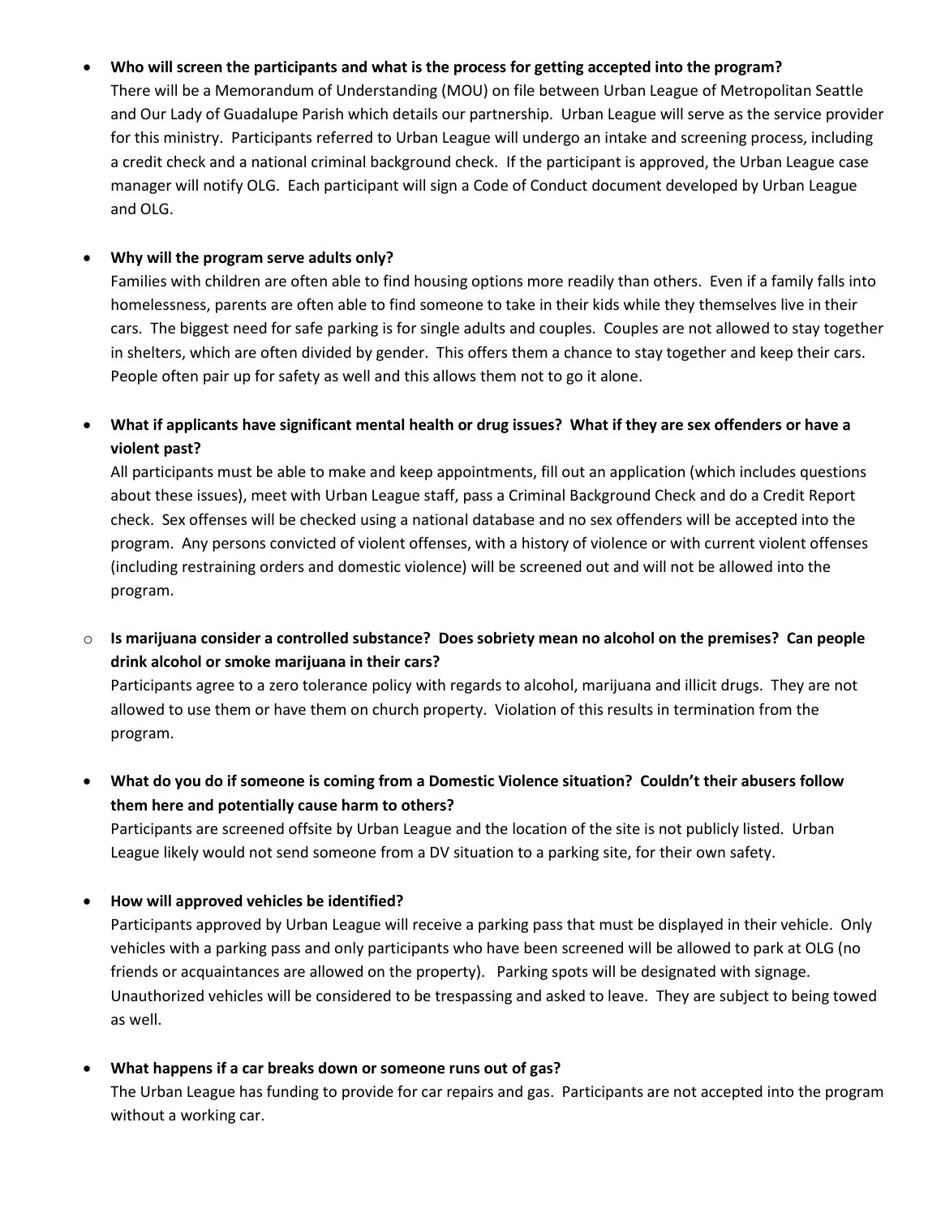- **Who will screen the participants and what is the process for getting accepted into the program?**
  There will be a Memorandum of Understanding (MOU) on file between Urban League of Metropolitan Seattle and Our Lady of Guadalupe Parish which details our partnership. Urban League will serve as the service provider for this ministry. Participants referred to Urban League will undergo an intake and screening process, including a credit check and a national criminal background check. If the participant is approved, the Urban League case manager will notify OLG. Each participant will sign a Code of Conduct document developed by Urban League and OLG.

- **Why will the program serve adults only?**
  Families with children are often able to find housing options more readily than others. Even if a family falls into homelessness, parents are often able to find someone to take in their kids while they themselves live in their cars. The biggest need for safe parking is for single adults and couples. Couples are not allowed to stay together in shelters, which are often divided by gender. This offers them a chance to stay together and keep their cars. People often pair up for safety as well and this allows them not to go it alone.

- **What if applicants have significant mental health or drug issues? What if they are sex offenders or have a violent past?**
  All participants must be able to make and keep appointments, fill out an application (which includes questions about these issues), meet with Urban League staff, pass a Criminal Background Check and do a Credit Report check. Sex offenses will be checked using a national database and no sex offenders will be accepted into the program. Any persons convicted of violent offenses, with a history of violence or with current violent offenses (including restraining orders and domestic violence) will be screened out and will not be allowed into the program.

  - **Is marijuana consider a controlled substance? Does sobriety mean no alcohol on the premises? Can people drink alcohol or smoke marijuana in their cars?**
    Participants agree to a zero tolerance policy with regards to alcohol, marijuana and illicit drugs. They are not allowed to use them or have them on church property. Violation of this results in termination from the program.

- **What do you do if someone is coming from a Domestic Violence situation? Couldn't their abusers follow them here and potentially cause harm to others?**
  Participants are screened offsite by Urban League and the location of the site is not publicly listed. Urban League likely would not send someone from a DV situation to a parking site, for their own safety.

- **How will approved vehicles be identified?**
  Participants approved by Urban League will receive a parking pass that must be displayed in their vehicle. Only vehicles with a parking pass and only participants who have been screened will be allowed to park at OLG (no friends or acquaintances are allowed on the property). Parking spots will be designated with signage. Unauthorized vehicles will be considered to be trespassing and asked to leave. They are subject to being towed as well.

- **What happens if a car breaks down or someone runs out of gas?**
  The Urban League has funding to provide for car repairs and gas. Participants are not accepted into the program without a working car.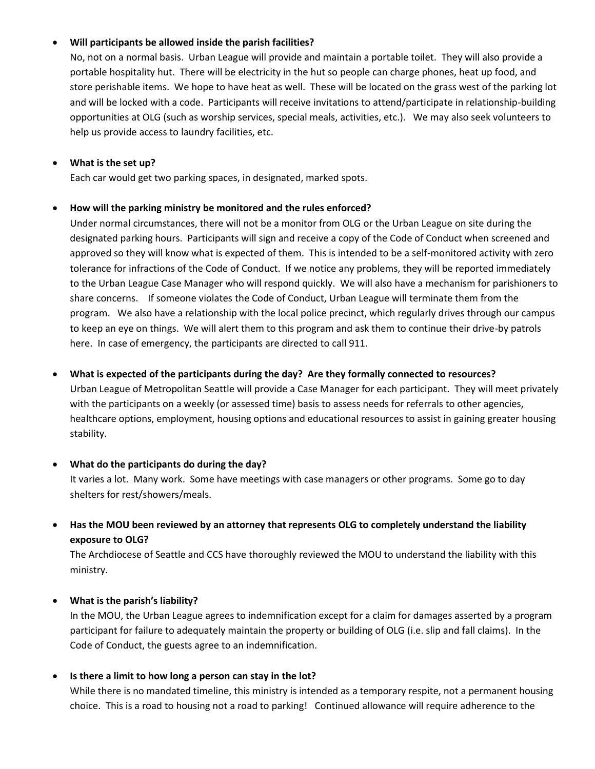- **Will participants be allowed inside the parish facilities?**
  No, not on a normal basis. Urban League will provide and maintain a portable toilet. They will also provide a portable hospitality hut. There will be electricity in the hut so people can charge phones, heat up food, and store perishable items. We hope to have heat as well. These will be located on the grass west of the parking lot and will be locked with a code. Participants will receive invitations to attend/participate in relationship-building opportunities at OLG (such as worship services, special meals, activities, etc.). We may also seek volunteers to help us provide access to laundry facilities, etc.

- **What is the set up?**
  Each car would get two parking spaces, in designated, marked spots.

- **How will the parking ministry be monitored and the rules enforced?**
  Under normal circumstances, there will not be a monitor from OLG or the Urban League on site during the designated parking hours. Participants will sign and receive a copy of the Code of Conduct when screened and approved so they will know what is expected of them. This is intended to be a self-monitored activity with zero tolerance for infractions of the Code of Conduct. If we notice any problems, they will be reported immediately to the Urban League Case Manager who will respond quickly. We will also have a mechanism for parishioners to share concerns. If someone violates the Code of Conduct, Urban League will terminate them from the program. We also have a relationship with the local police precinct, which regularly drives through our campus to keep an eye on things. We will alert them to this program and ask them to continue their drive-by patrols here. In case of emergency, the participants are directed to call 911.

- **What is expected of the participants during the day? Are they formally connected to resources?**
  Urban League of Metropolitan Seattle will provide a Case Manager for each participant. They will meet privately with the participants on a weekly (or assessed time) basis to assess needs for referrals to other agencies, healthcare options, employment, housing options and educational resources to assist in gaining greater housing stability.

- **What do the participants do during the day?**
  It varies a lot. Many work. Some have meetings with case managers or other programs. Some go to day shelters for rest/showers/meals.

- **Has the MOU been reviewed by an attorney that represents OLG to completely understand the liability exposure to OLG?**
  The Archdiocese of Seattle and CCS have thoroughly reviewed the MOU to understand the liability with this ministry.

- **What is the parish's liability?**
  In the MOU, the Urban League agrees to indemnification except for a claim for damages asserted by a program participant for failure to adequately maintain the property or building of OLG (i.e. slip and fall claims). In the Code of Conduct, the guests agree to an indemnification.

- **Is there a limit to how long a person can stay in the lot?**
  While there is no mandated timeline, this ministry is intended as a temporary respite, not a permanent housing choice. This is a road to housing not a road to parking! Continued allowance will require adherence to the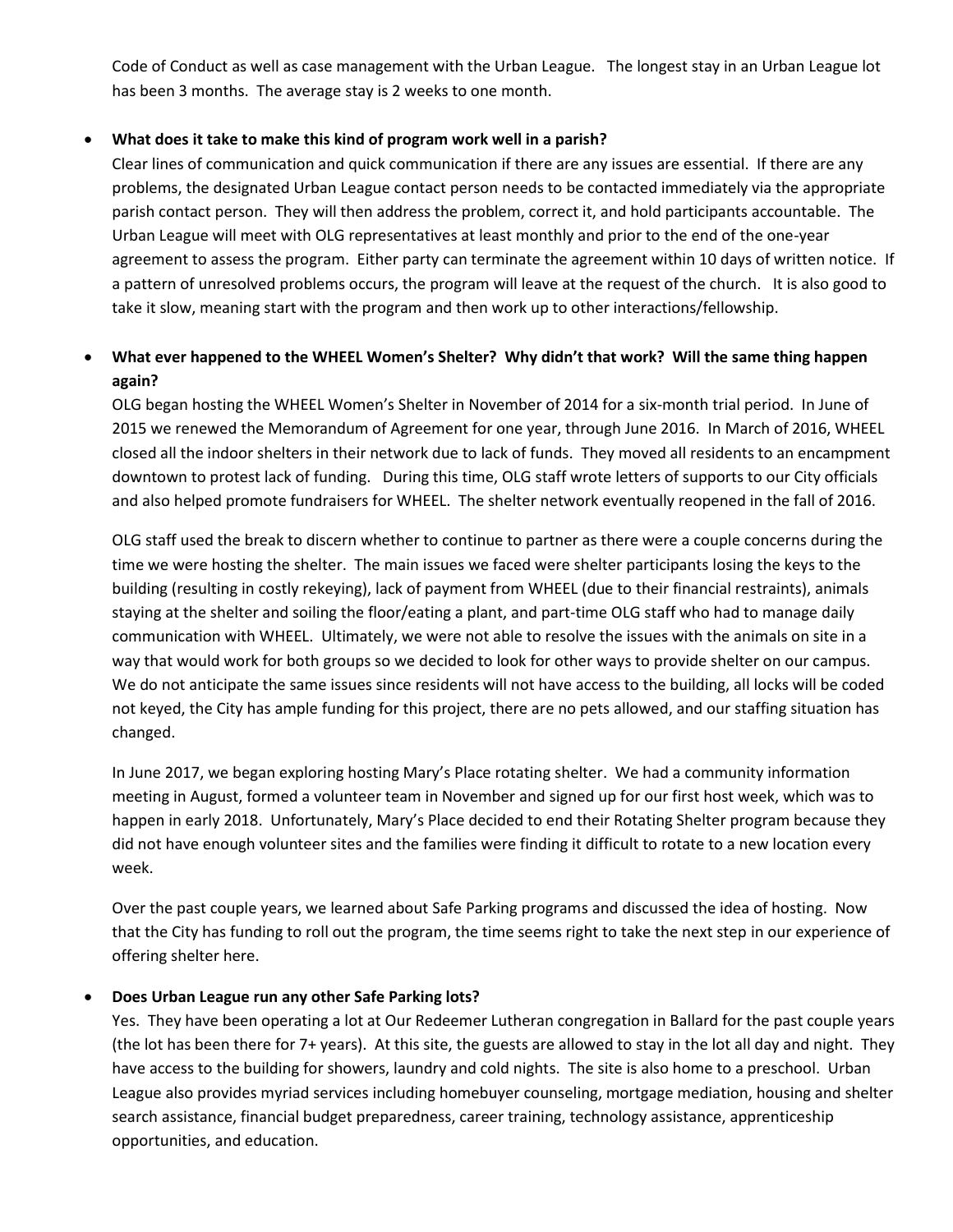Code of Conduct as well as case management with the Urban League. The longest stay in an Urban League lot has been 3 months. The average stay is 2 weeks to one month.

- **What does it take to make this kind of program work well in a parish?**
  Clear lines of communication and quick communication if there are any issues are essential. If there are any problems, the designated Urban League contact person needs to be contacted immediately via the appropriate parish contact person. They will then address the problem, correct it, and hold participants accountable. The Urban League will meet with OLG representatives at least monthly and prior to the end of the one-year agreement to assess the program. Either party can terminate the agreement within 10 days of written notice. If a pattern of unresolved problems occurs, the program will leave at the request of the church. It is also good to take it slow, meaning start with the program and then work up to other interactions/fellowship.

- **What ever happened to the WHEEL Women's Shelter? Why didn't that work? Will the same thing happen again?**
  OLG began hosting the WHEEL Women's Shelter in November of 2014 for a six-month trial period. In June of 2015 we renewed the Memorandum of Agreement for one year, through June 2016. In March of 2016, WHEEL closed all the indoor shelters in their network due to lack of funds. They moved all residents to an encampment downtown to protest lack of funding. During this time, OLG staff wrote letters of supports to our City officials and also helped promote fundraisers for WHEEL. The shelter network eventually reopened in the fall of 2016.

  OLG staff used the break to discern whether to continue to partner as there were a couple concerns during the time we were hosting the shelter. The main issues we faced were shelter participants losing the keys to the building (resulting in costly rekeying), lack of payment from WHEEL (due to their financial restraints), animals staying at the shelter and soiling the floor/eating a plant, and part-time OLG staff who had to manage daily communication with WHEEL. Ultimately, we were not able to resolve the issues with the animals on site in a way that would work for both groups so we decided to look for other ways to provide shelter on our campus. We do not anticipate the same issues since residents will not have access to the building, all locks will be coded not keyed, the City has ample funding for this project, there are no pets allowed, and our staffing situation has changed.

  In June 2017, we began exploring hosting Mary's Place rotating shelter. We had a community information meeting in August, formed a volunteer team in November and signed up for our first host week, which was to happen in early 2018. Unfortunately, Mary's Place decided to end their Rotating Shelter program because they did not have enough volunteer sites and the families were finding it difficult to rotate to a new location every week.

  Over the past couple years, we learned about Safe Parking programs and discussed the idea of hosting. Now that the City has funding to roll out the program, the time seems right to take the next step in our experience of offering shelter here.

- **Does Urban League run any other Safe Parking lots?**
  Yes. They have been operating a lot at Our Redeemer Lutheran congregation in Ballard for the past couple years (the lot has been there for 7+ years). At this site, the guests are allowed to stay in the lot all day and night. They have access to the building for showers, laundry and cold nights. The site is also home to a preschool. Urban League also provides myriad services including homebuyer counseling, mortgage mediation, housing and shelter search assistance, financial budget preparedness, career training, technology assistance, apprenticeship opportunities, and education.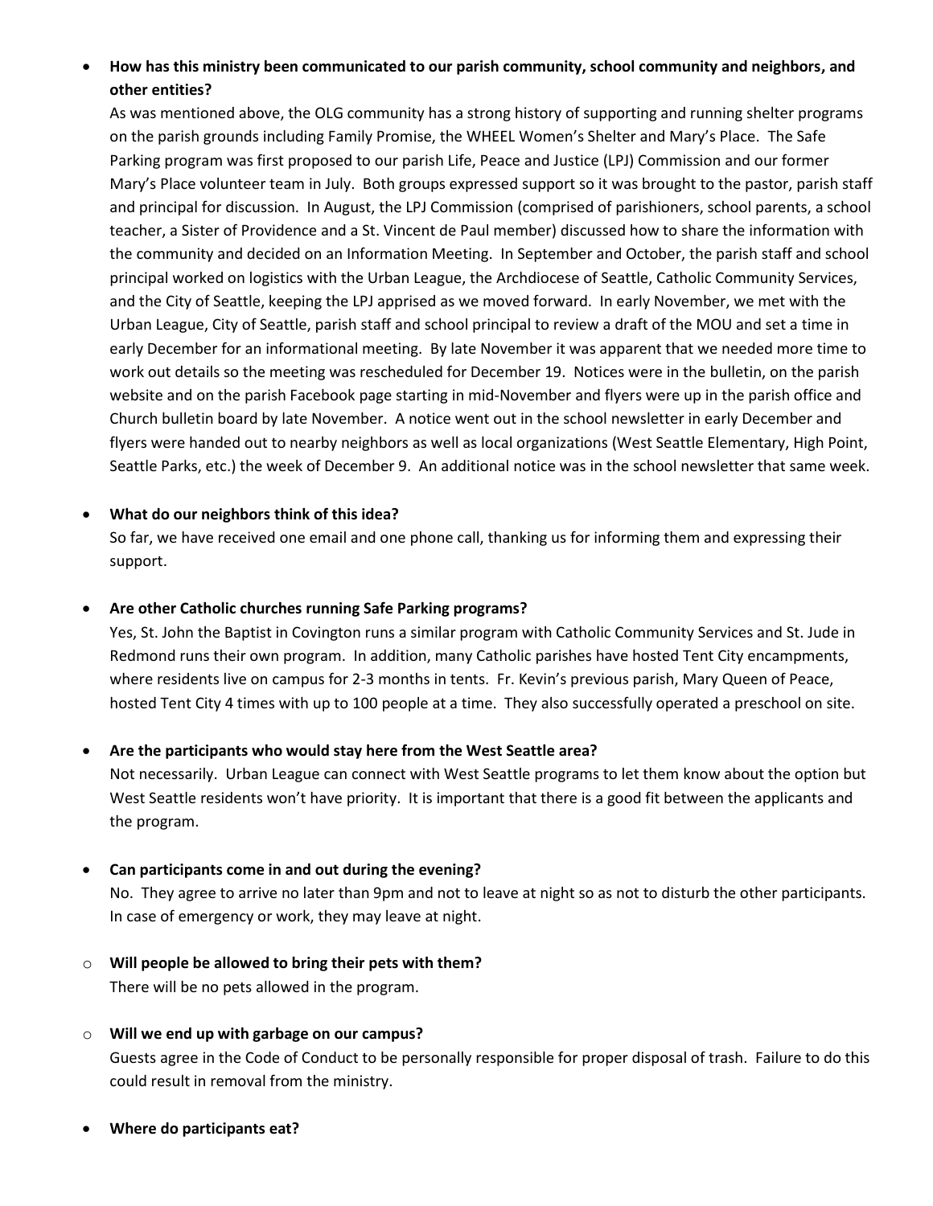- **How has this ministry been communicated to our parish community, school community and neighbors, and other entities?**
  As was mentioned above, the OLG community has a strong history of supporting and running shelter programs on the parish grounds including Family Promise, the WHEEL Women's Shelter and Mary's Place. The Safe Parking program was first proposed to our parish Life, Peace and Justice (LPJ) Commission and our former Mary's Place volunteer team in July. Both groups expressed support so it was brought to the pastor, parish staff and principal for discussion. In August, the LPJ Commission (comprised of parishioners, school parents, a school teacher, a Sister of Providence and a St. Vincent de Paul member) discussed how to share the information with the community and decided on an Information Meeting. In September and October, the parish staff and school principal worked on logistics with the Urban League, the Archdiocese of Seattle, Catholic Community Services, and the City of Seattle, keeping the LPJ apprised as we moved forward. In early November, we met with the Urban League, City of Seattle, parish staff and school principal to review a draft of the MOU and set a time in early December for an informational meeting. By late November it was apparent that we needed more time to work out details so the meeting was rescheduled for December 19. Notices were in the bulletin, on the parish website and on the parish Facebook page starting in mid-November and flyers were up in the parish office and Church bulletin board by late November. A notice went out in the school newsletter in early December and flyers were handed out to nearby neighbors as well as local organizations (West Seattle Elementary, High Point, Seattle Parks, etc.) the week of December 9. An additional notice was in the school newsletter that same week.

- **What do our neighbors think of this idea?**
  So far, we have received one email and one phone call, thanking us for informing them and expressing their support.

- **Are other Catholic churches running Safe Parking programs?**
  Yes, St. John the Baptist in Covington runs a similar program with Catholic Community Services and St. Jude in Redmond runs their own program. In addition, many Catholic parishes have hosted Tent City encampments, where residents live on campus for 2-3 months in tents. Fr. Kevin's previous parish, Mary Queen of Peace, hosted Tent City 4 times with up to 100 people at a time. They also successfully operated a preschool on site.

- **Are the participants who would stay here from the West Seattle area?**
  Not necessarily. Urban League can connect with West Seattle programs to let them know about the option but West Seattle residents won't have priority. It is important that there is a good fit between the applicants and the program.

- **Can participants come in and out during the evening?**
  No. They agree to arrive no later than 9pm and not to leave at night so as not to disturb the other participants. In case of emergency or work, they may leave at night.

  - **Will people be allowed to bring their pets with them?**
    There will be no pets allowed in the program.

  - **Will we end up with garbage on our campus?**
    Guests agree in the Code of Conduct to be personally responsible for proper disposal of trash. Failure to do this could result in removal from the ministry.

- **Where do participants eat?**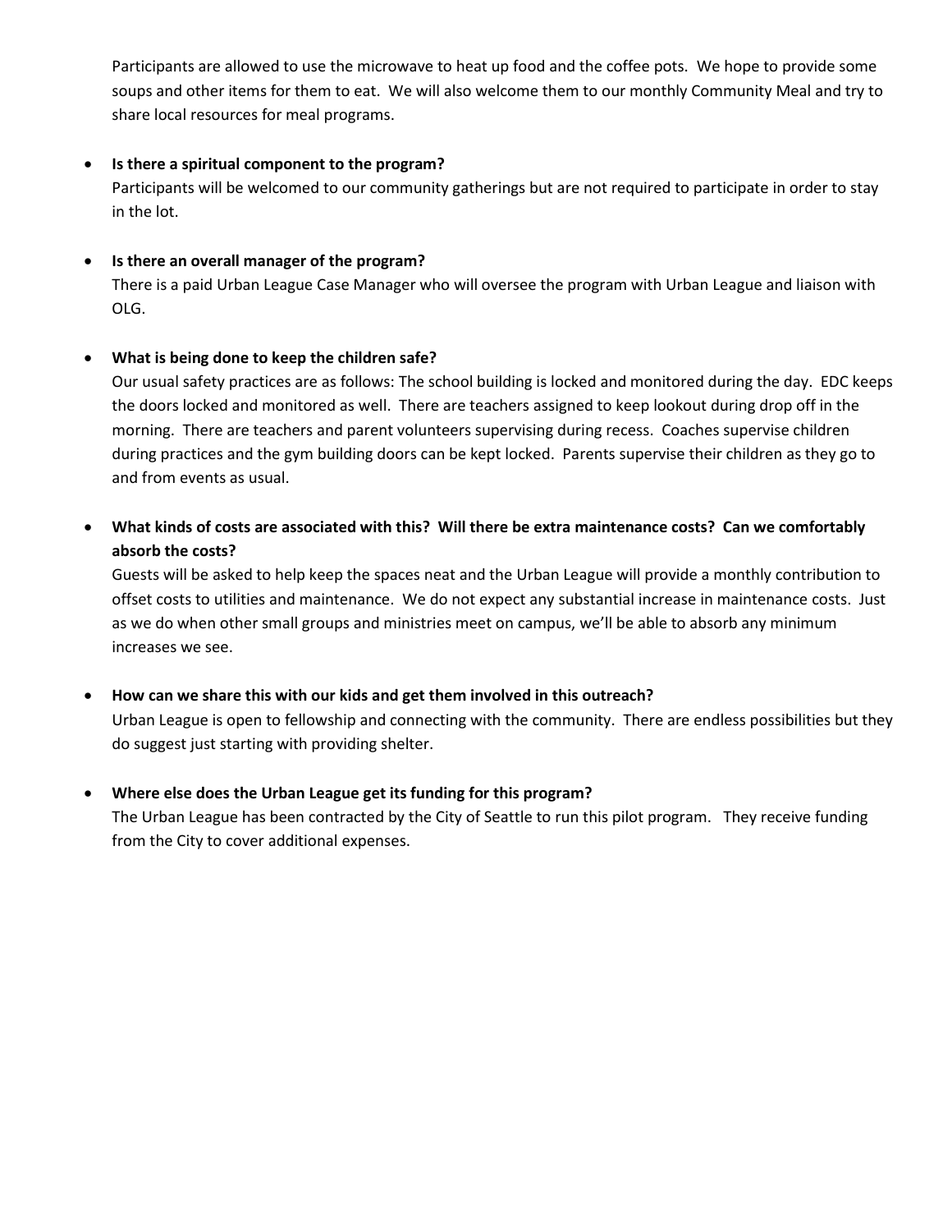Participants are allowed to use the microwave to heat up food and the coffee pots. We hope to provide some soups and other items for them to eat. We will also welcome them to our monthly Community Meal and try to share local resources for meal programs.

- **Is there a spiritual component to the program?**
  Participants will be welcomed to our community gatherings but are not required to participate in order to stay in the lot.

- **Is there an overall manager of the program?**
  There is a paid Urban League Case Manager who will oversee the program with Urban League and liaison with OLG.

- **What is being done to keep the children safe?**
  Our usual safety practices are as follows: The school building is locked and monitored during the day. EDC keeps the doors locked and monitored as well. There are teachers assigned to keep lookout during drop off in the morning. There are teachers and parent volunteers supervising during recess. Coaches supervise children during practices and the gym building doors can be kept locked. Parents supervise their children as they go to and from events as usual.

- **What kinds of costs are associated with this? Will there be extra maintenance costs? Can we comfortably absorb the costs?**
  Guests will be asked to help keep the spaces neat and the Urban League will provide a monthly contribution to offset costs to utilities and maintenance. We do not expect any substantial increase in maintenance costs. Just as we do when other small groups and ministries meet on campus, we'll be able to absorb any minimum increases we see.

- **How can we share this with our kids and get them involved in this outreach?**
  Urban League is open to fellowship and connecting with the community. There are endless possibilities but they do suggest just starting with providing shelter.

- **Where else does the Urban League get its funding for this program?**
  The Urban League has been contracted by the City of Seattle to run this pilot program. They receive funding from the City to cover additional expenses.